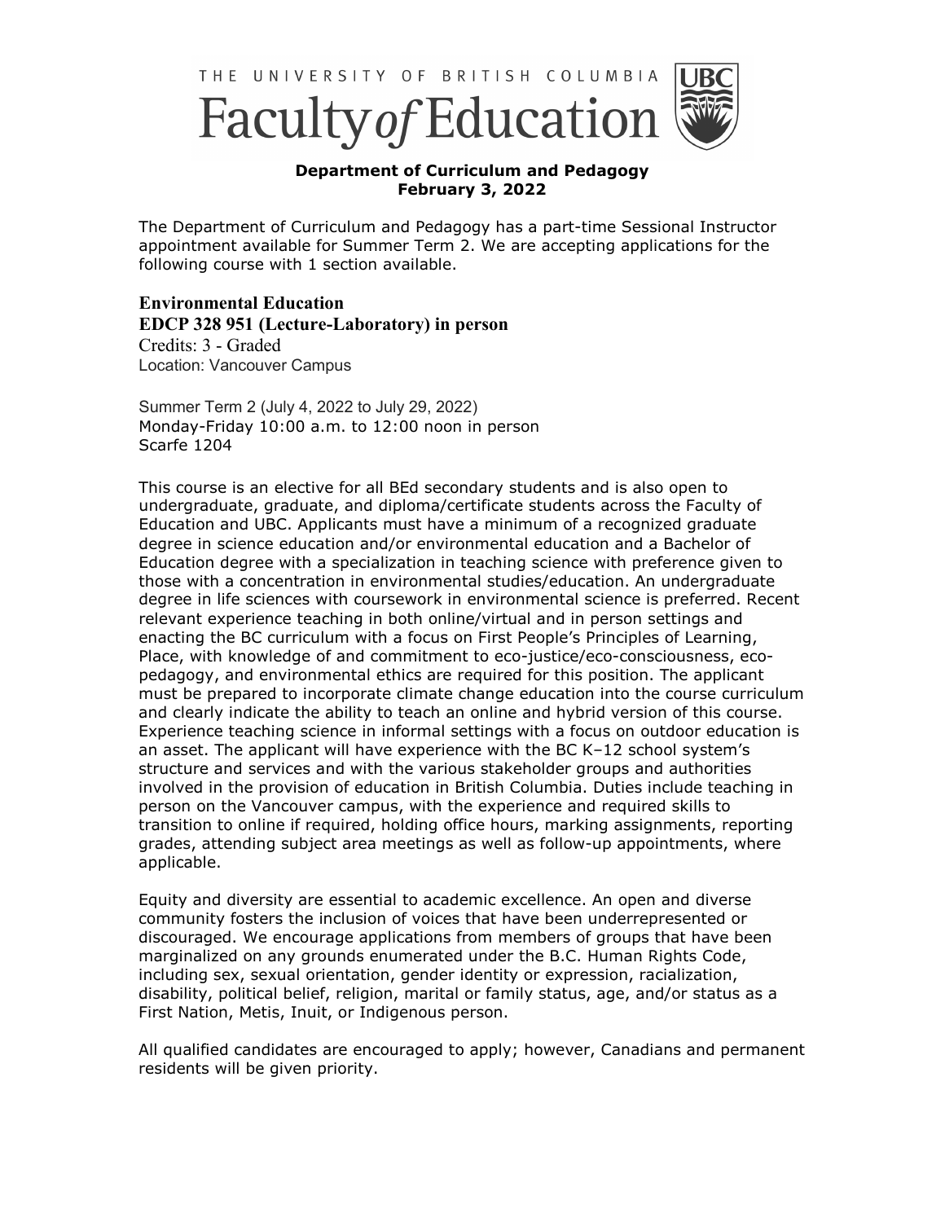THE UNIVERSITY OF BRITISH COLUMBIA

# Faculty of Education

**Department of Curriculum and Pedagogy**
**February 3, 2022**

The Department of Curriculum and Pedagogy has a part-time Sessional Instructor appointment available for Summer Term 2. We are accepting applications for the following course with 1 section available.

## Environmental Education

**EDCP 328 951 (Lecture-Laboratory) in person**

Credits: 3 - Graded
Location: Vancouver Campus

Summer Term 2 (July 4, 2022 to July 29, 2022)
Monday-Friday 10:00 a.m. to 12:00 noon in person
Scarfe 1204

This course is an elective for all BEd secondary students and is also open to undergraduate, graduate, and diploma/certificate students across the Faculty of Education and UBC. Applicants must have a minimum of a recognized graduate degree in science education and/or environmental education and a Bachelor of Education degree with a specialization in teaching science with preference given to those with a concentration in environmental studies/education. An undergraduate degree in life sciences with coursework in environmental science is preferred. Recent relevant experience teaching in both online/virtual and in person settings and enacting the BC curriculum with a focus on First People's Principles of Learning, Place, with knowledge of and commitment to eco-justice/eco-consciousness, eco-pedagogy, and environmental ethics are required for this position. The applicant must be prepared to incorporate climate change education into the course curriculum and clearly indicate the ability to teach an online and hybrid version of this course. Experience teaching science in informal settings with a focus on outdoor education is an asset. The applicant will have experience with the BC K–12 school system's structure and services and with the various stakeholder groups and authorities involved in the provision of education in British Columbia. Duties include teaching in person on the Vancouver campus, with the experience and required skills to transition to online if required, holding office hours, marking assignments, reporting grades, attending subject area meetings as well as follow-up appointments, where applicable.

Equity and diversity are essential to academic excellence. An open and diverse community fosters the inclusion of voices that have been underrepresented or discouraged. We encourage applications from members of groups that have been marginalized on any grounds enumerated under the B.C. Human Rights Code, including sex, sexual orientation, gender identity or expression, racialization, disability, political belief, religion, marital or family status, age, and/or status as a First Nation, Metis, Inuit, or Indigenous person.

All qualified candidates are encouraged to apply; however, Canadians and permanent residents will be given priority.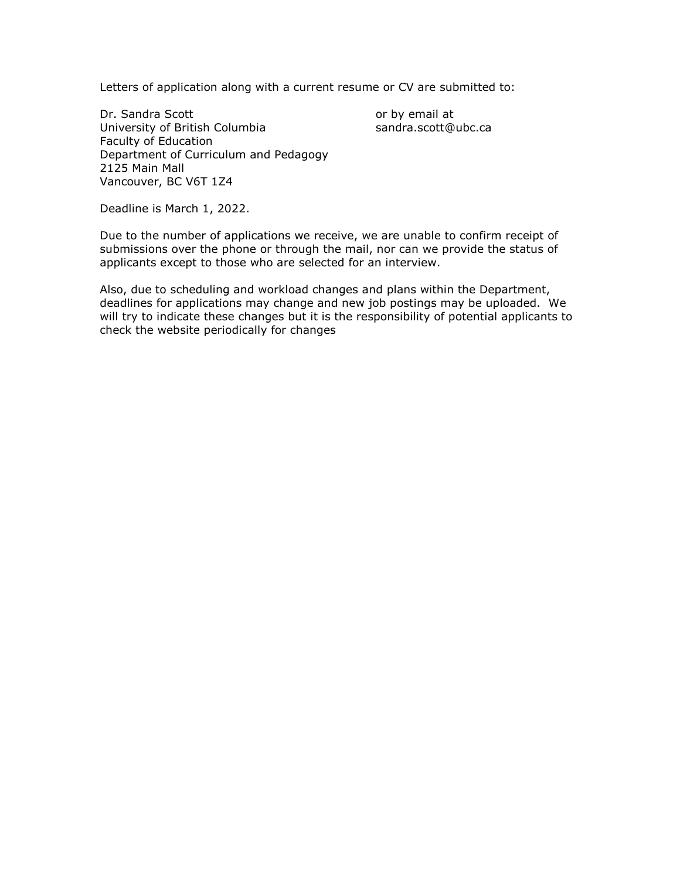Letters of application along with a current resume or CV are submitted to:

Dr. Sandra Scott
University of British Columbia
Faculty of Education
Department of Curriculum and Pedagogy
2125 Main Mall
Vancouver, BC V6T 1Z4

or by email at
sandra.scott@ubc.ca

Deadline is March 1, 2022.

Due to the number of applications we receive, we are unable to confirm receipt of submissions over the phone or through the mail, nor can we provide the status of applicants except to those who are selected for an interview.

Also, due to scheduling and workload changes and plans within the Department, deadlines for applications may change and new job postings may be uploaded. We will try to indicate these changes but it is the responsibility of potential applicants to check the website periodically for changes